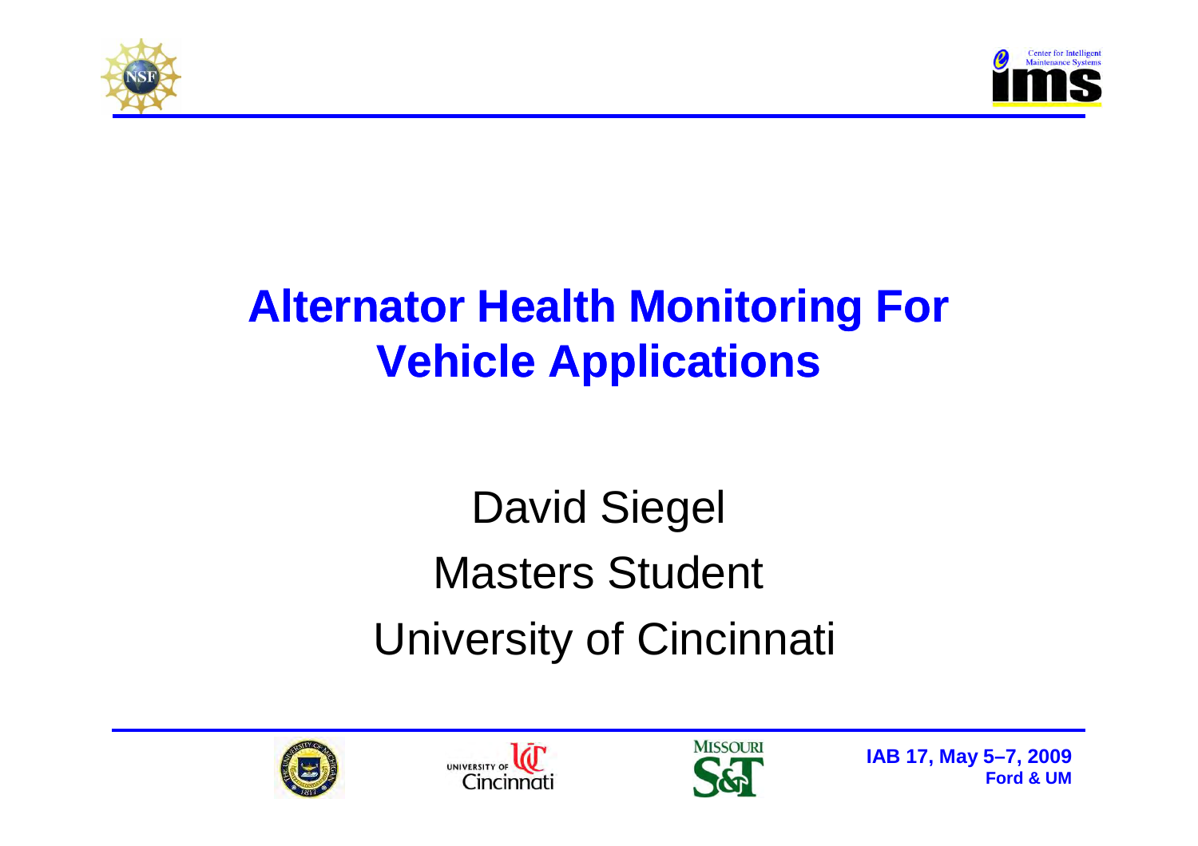# Alternator Health Monitoring For Vehicle Applications

David Siegel

Masters Student

University of Cincinnati

**IAB 17, May 5–7, 2009**
**Ford & UM**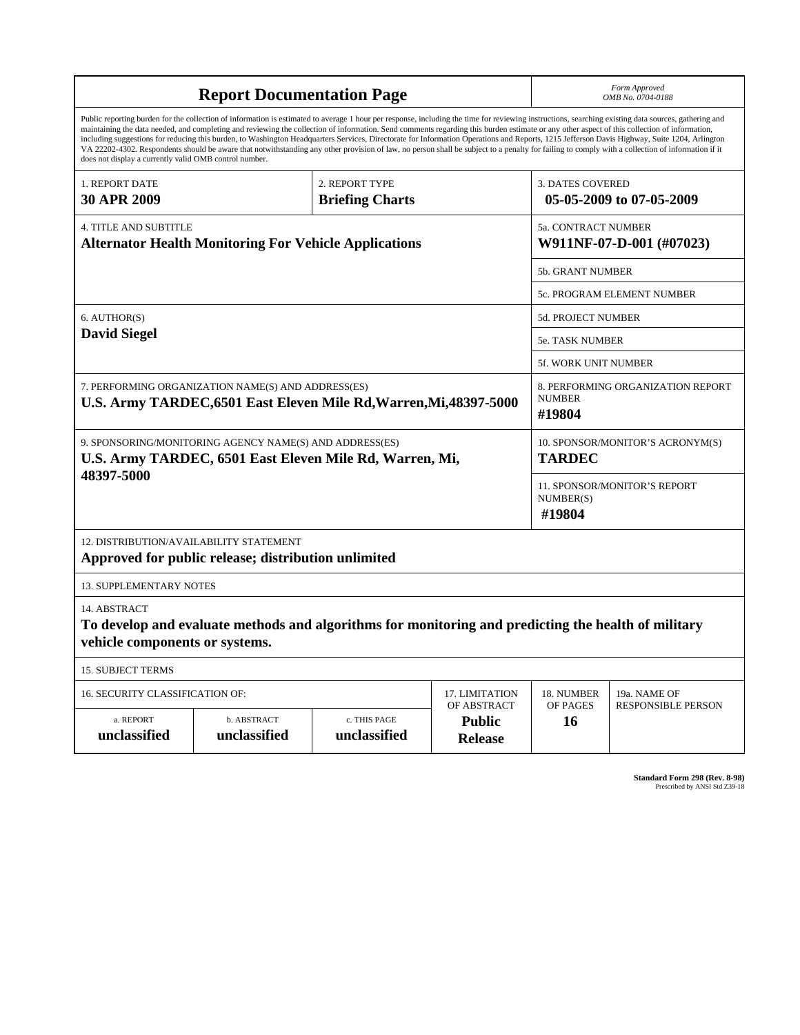# Report Documentation Page

*Form Approved*
*OMB No. 0704-0188*

Public reporting burden for the collection of information is estimated to average 1 hour per response, including the time for reviewing instructions, searching existing data sources, gathering and maintaining the data needed, and completing and reviewing the collection of information. Send comments regarding this burden estimate or any other aspect of this collection of information, including suggestions for reducing this burden, to Washington Headquarters Services, Directorate for Information Operations and Reports, 1215 Jefferson Davis Highway, Suite 1204, Arlington VA 22202-4302. Respondents should be aware that notwithstanding any other provision of law, no person shall be subject to a penalty for failing to comply with a collection of information if it does not display a currently valid OMB control number.

| | | |
|---|---|---|
| 1. REPORT DATE<br>**30 APR 2009** | 2. REPORT TYPE<br>**Briefing Charts** | 3. DATES COVERED<br>**05-05-2009 to 07-05-2009** |

| | |
|---|---|
| 4. TITLE AND SUBTITLE<br>**Alternator Health Monitoring For Vehicle Applications** | 5a. CONTRACT NUMBER<br>**W911NF-07-D-001 (#07023)** |
| | 5b. GRANT NUMBER |
| | 5c. PROGRAM ELEMENT NUMBER |
| 6. AUTHOR(S)<br>**David Siegel** | 5d. PROJECT NUMBER |
| | 5e. TASK NUMBER |
| | 5f. WORK UNIT NUMBER |
| 7. PERFORMING ORGANIZATION NAME(S) AND ADDRESS(ES)<br>**U.S. Army TARDEC,6501 East Eleven Mile Rd,Warren,Mi,48397-5000** | 8. PERFORMING ORGANIZATION REPORT NUMBER<br>**#19804** |
| 9. SPONSORING/MONITORING AGENCY NAME(S) AND ADDRESS(ES)<br>**U.S. Army TARDEC, 6501 East Eleven Mile Rd, Warren, Mi, 48397-5000** | 10. SPONSOR/MONITOR'S ACRONYM(S)<br>**TARDEC** |
| | 11. SPONSOR/MONITOR'S REPORT NUMBER(S)<br>**#19804** |

12. DISTRIBUTION/AVAILABILITY STATEMENT
**Approved for public release; distribution unlimited**

13. SUPPLEMENTARY NOTES

14. ABSTRACT
**To develop and evaluate methods and algorithms for monitoring and predicting the health of military vehicle components or systems.**

15. SUBJECT TERMS

| 16. SECURITY CLASSIFICATION OF: | | | 17. LIMITATION OF ABSTRACT | 18. NUMBER OF PAGES | 19a. NAME OF RESPONSIBLE PERSON |
|---|---|---|---|---|---|
| a. REPORT<br>**unclassified** | b. ABSTRACT<br>**unclassified** | c. THIS PAGE<br>**unclassified** | **Public Release** | **16** | |

**Standard Form 298 (Rev. 8-98)**
Prescribed by ANSI Std Z39-18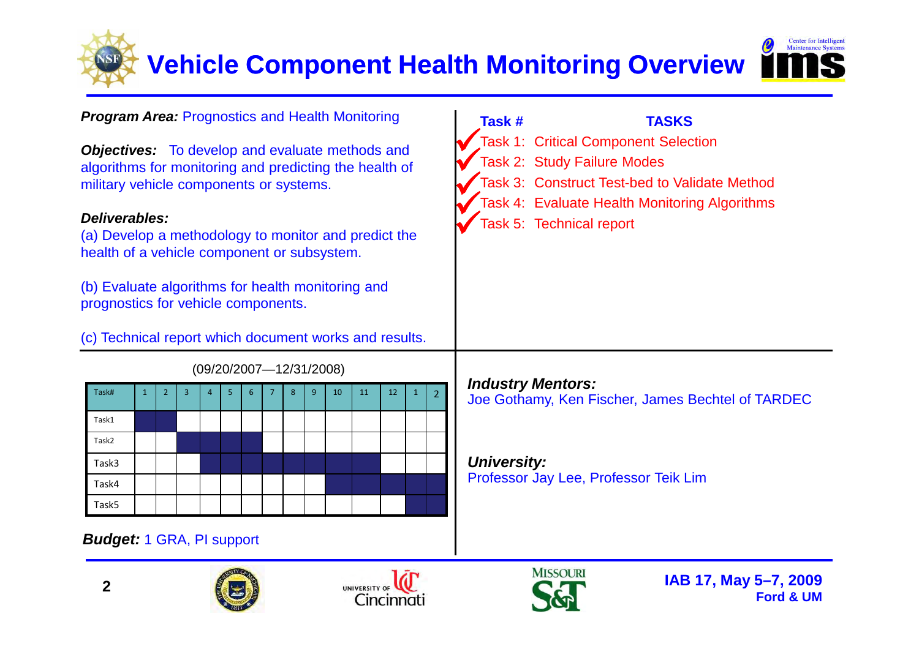# Vehicle Component Health Monitoring Overview

***Program Area:*** Prognostics and Health Monitoring

***Objectives:*** To develop and evaluate methods and algorithms for monitoring and predicting the health of military vehicle components or systems.

***Deliverables:***
(a) Develop a methodology to monitor and predict the health of a vehicle component or subsystem.

(b) Evaluate algorithms for health monitoring and prognostics for vehicle components.

(c) Technical report which document works and results.

| Task # | TASKS |
|---|---|
| ✓ Task 1: | Critical Component Selection |
| ✓ Task 2: | Study Failure Modes |
| ✓ Task 3: | Construct Test-bed to Validate Method |
| ✓ Task 4: | Evaluate Health Monitoring Algorithms |
| ✓ Task 5: | Technical report |

(09/20/2007—12/31/2008)

| Task# | 1 | 2 | 3 | 4 | 5 | 6 | 7 | 8 | 9 | 10 | 11 | 12 | 1 | 2 |
|---|---|---|---|---|---|---|---|---|---|---|---|---|---|---|
| Task1 | ■ | ■ | | | | | | | | | | | | |
| Task2 | | | ■ | ■ | ■ | ■ | | | | | | | | |
| Task3 | | | | ■ | ■ | ■ | ■ | ■ | ■ | ■ | ■ | | | |
| Task4 | | | | | | | | | | ■ | ■ | ■ | ■ | ■ |
| Task5 | | | | | | | | | | | | | ■ | ■ |

***Budget:*** 1 GRA, PI support

***Industry Mentors:***
Joe Gothamy, Ken Fischer, James Bechtel of TARDEC

***University:***
Professor Jay Lee, Professor Teik Lim

IAB 17, May 5–7, 2009
Ford & UM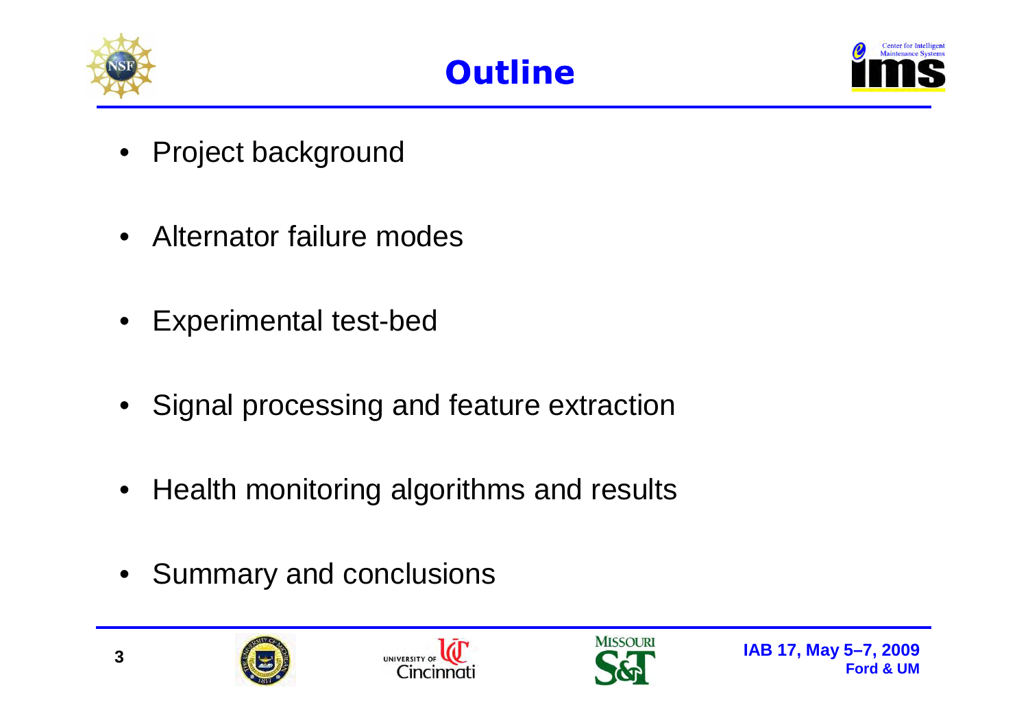# Outline

- Project background
- Alternator failure modes
- Experimental test-bed
- Signal processing and feature extraction
- Health monitoring algorithms and results
- Summary and conclusions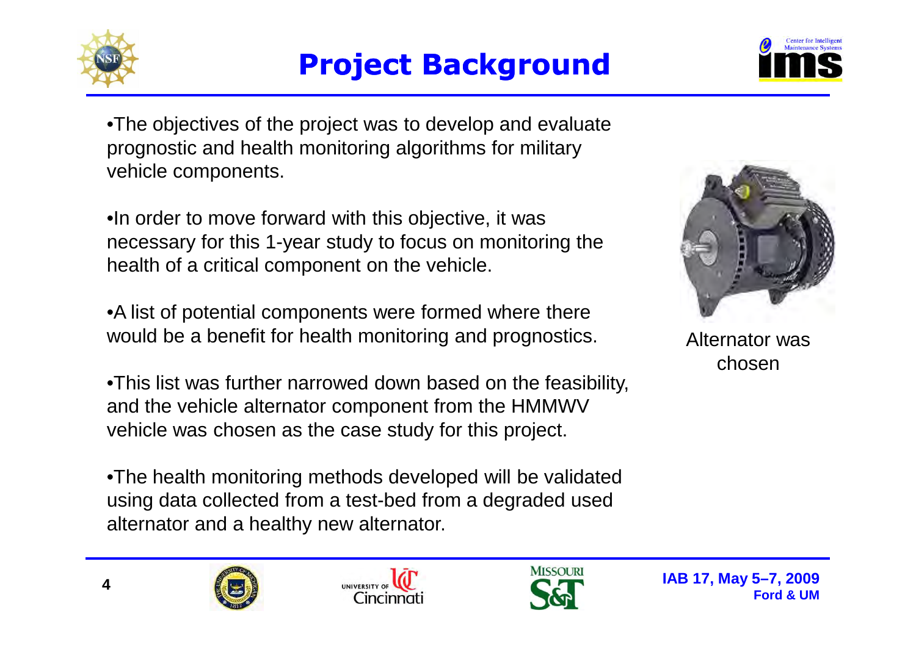# Project Background

- The objectives of the project was to develop and evaluate prognostic and health monitoring algorithms for military vehicle components.

- In order to move forward with this objective, it was necessary for this 1-year study to focus on monitoring the health of a critical component on the vehicle.

- A list of potential components were formed where there would be a benefit for health monitoring and prognostics.

- This list was further narrowed down based on the feasibility, and the vehicle alternator component from the HMMWV vehicle was chosen as the case study for this project.

- The health monitoring methods developed will be validated using data collected from a test-bed from a degraded used alternator and a healthy new alternator.

Alternator was chosen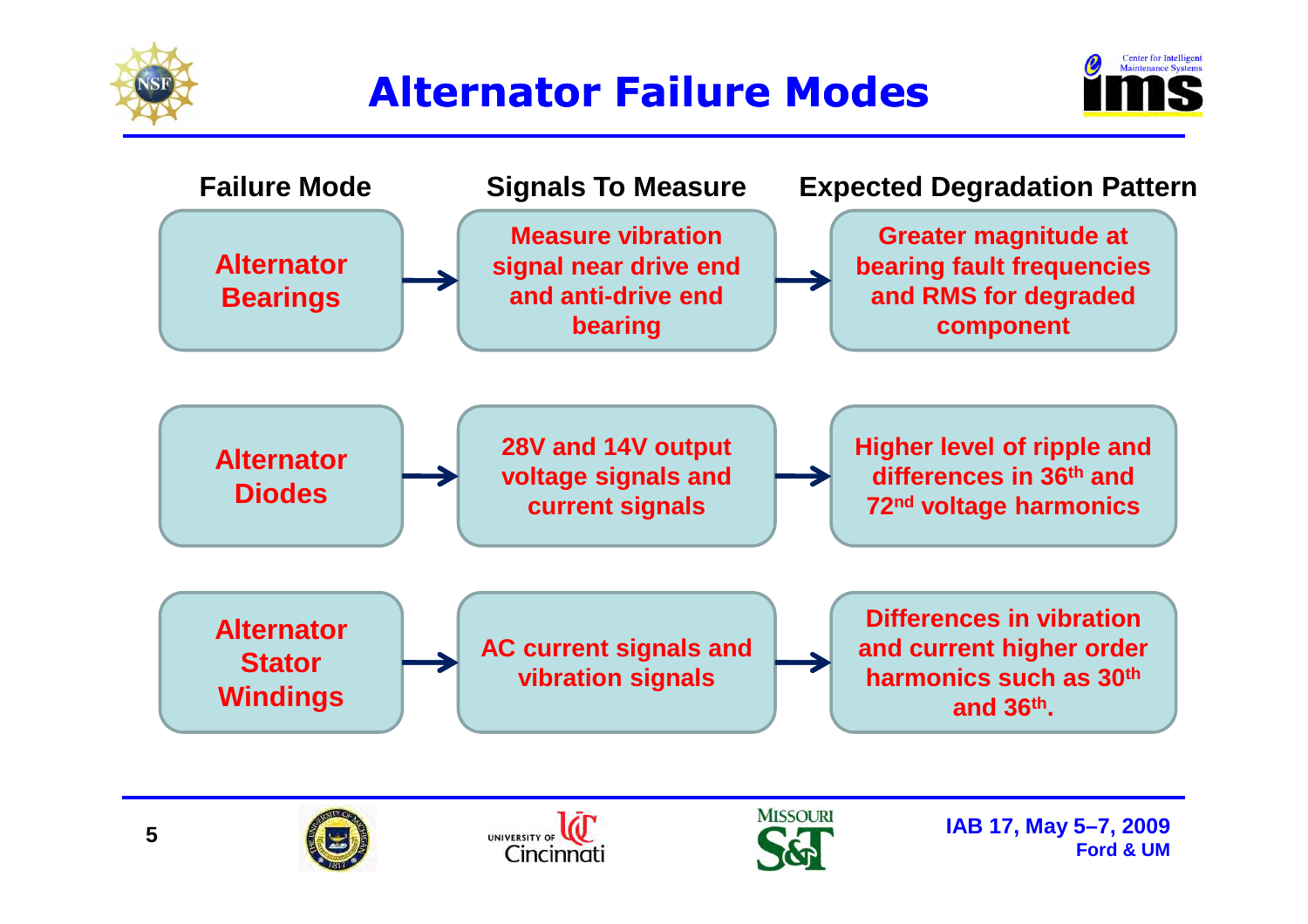# Alternator Failure Modes

| Failure Mode | Signals To Measure | Expected Degradation Pattern |
| --- | --- | --- |
| Alternator Bearings | Measure vibration signal near drive end and anti-drive end bearing | Greater magnitude at bearing fault frequencies and RMS for degraded component |
| Alternator Diodes | 28V and 14V output voltage signals and current signals | Higher level of ripple and differences in $36^{th}$ and $72^{nd}$ voltage harmonics |
| Alternator Stator Windings | AC current signals and vibration signals | Differences in vibration and current higher order harmonics such as $30^{th}$ and $36^{th}$. |

IAB 17, May 5–7, 2009
Ford & UM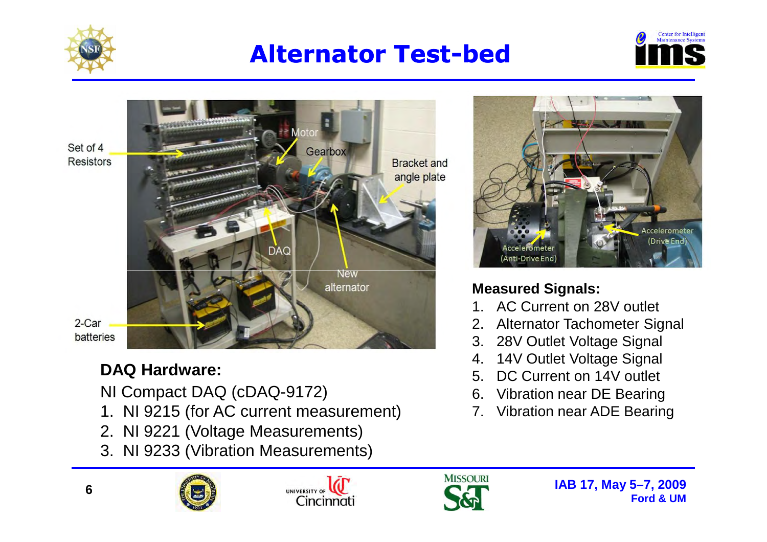# Alternator Test-bed

Set of 4 Resistors

Motor

Gearbox

Bracket and angle plate

DAQ

New alternator

2-Car batteries

Accelerometer (Anti-Drive End)

Accelerometer (Drive End)

**DAQ Hardware:**

NI Compact DAQ (cDAQ-9172)

1. NI 9215 (for AC current measurement)
2. NI 9221 (Voltage Measurements)
3. NI 9233 (Vibration Measurements)

**Measured Signals:**

1. AC Current on 28V outlet
2. Alternator Tachometer Signal
3. 28V Outlet Voltage Signal
4. 14V Outlet Voltage Signal
5. DC Current on 14V outlet
6. Vibration near DE Bearing
7. Vibration near ADE Bearing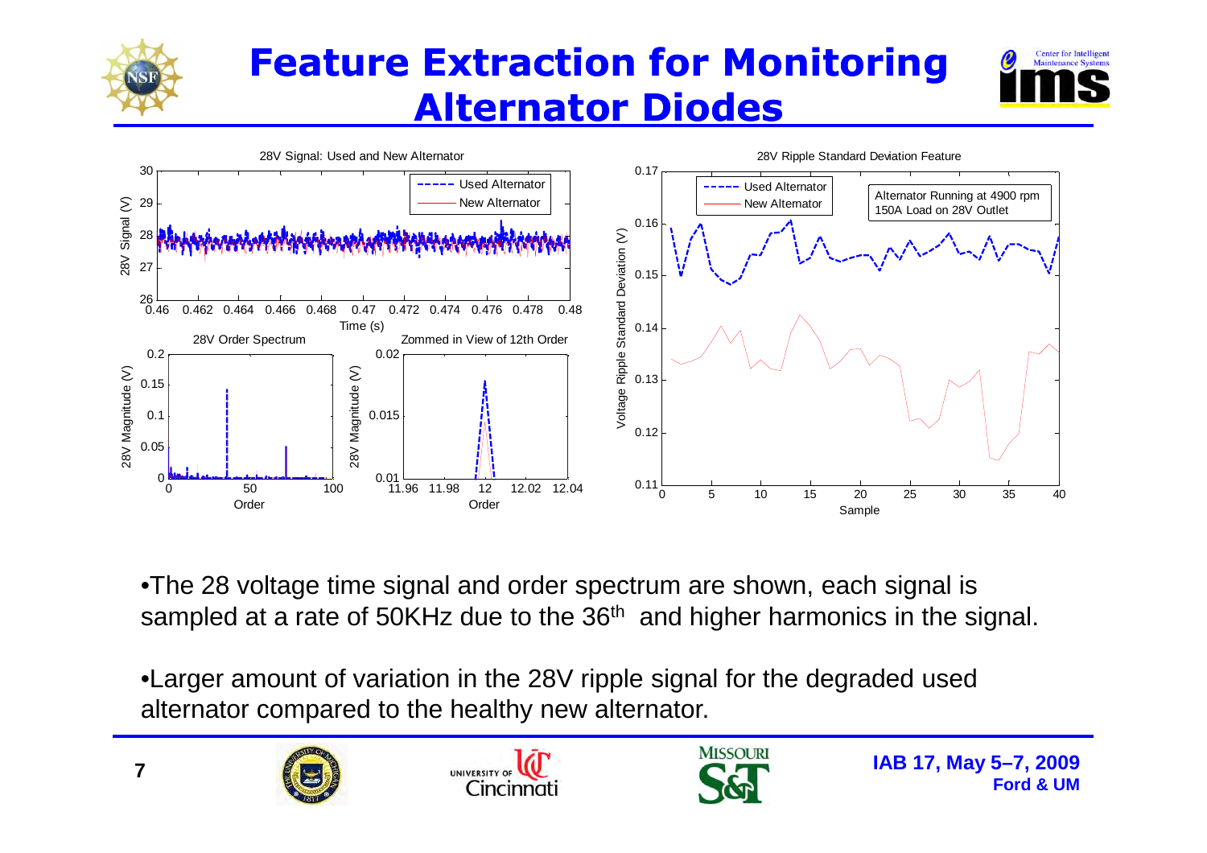# Feature Extraction for Monitoring Alternator Diodes

- The 28 voltage time signal and order spectrum are shown, each signal is sampled at a rate of 50KHz due to the 36th and higher harmonics in the signal.

- Larger amount of variation in the 28V ripple signal for the degraded used alternator compared to the healthy new alternator.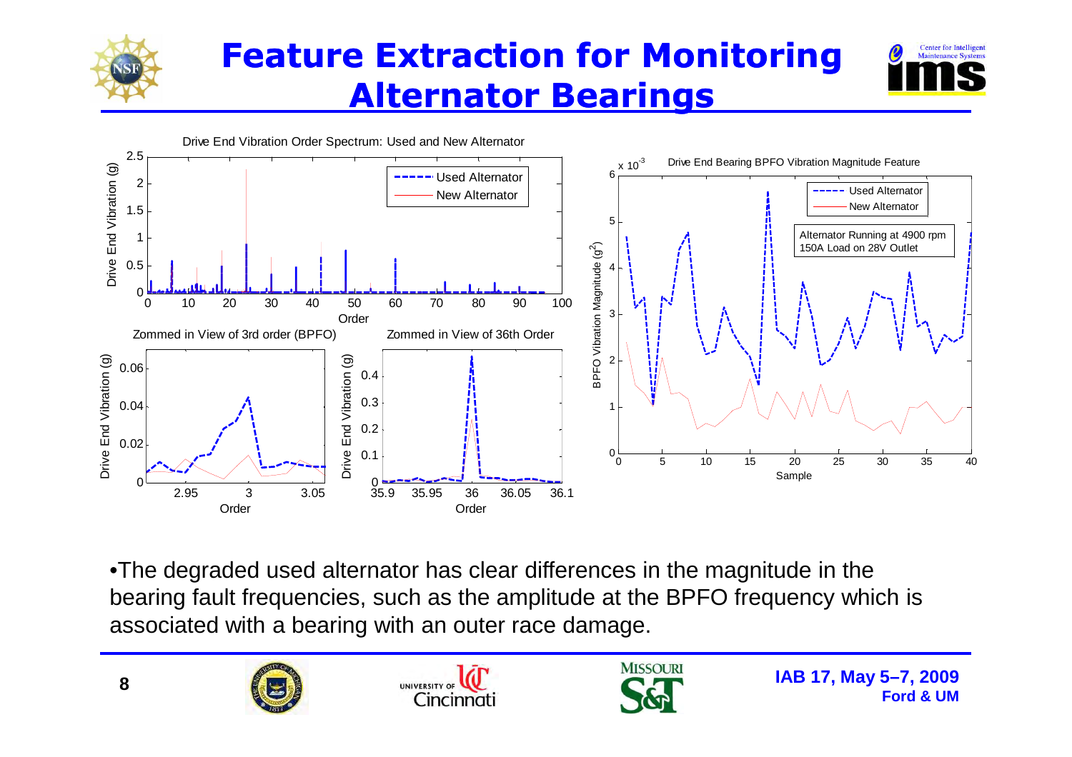# Feature Extraction for Monitoring Alternator Bearings

Drive End Vibration Order Spectrum: Used and New Alternator

Zommed in View of 3rd order (BPFO)

Zommed in View of 36th Order

Drive End Bearing BPFO Vibration Magnitude Feature

Alternator Running at 4900 rpm
150A Load on 28V Outlet

- The degraded used alternator has clear differences in the magnitude in the bearing fault frequencies, such as the amplitude at the BPFO frequency which is associated with a bearing with an outer race damage.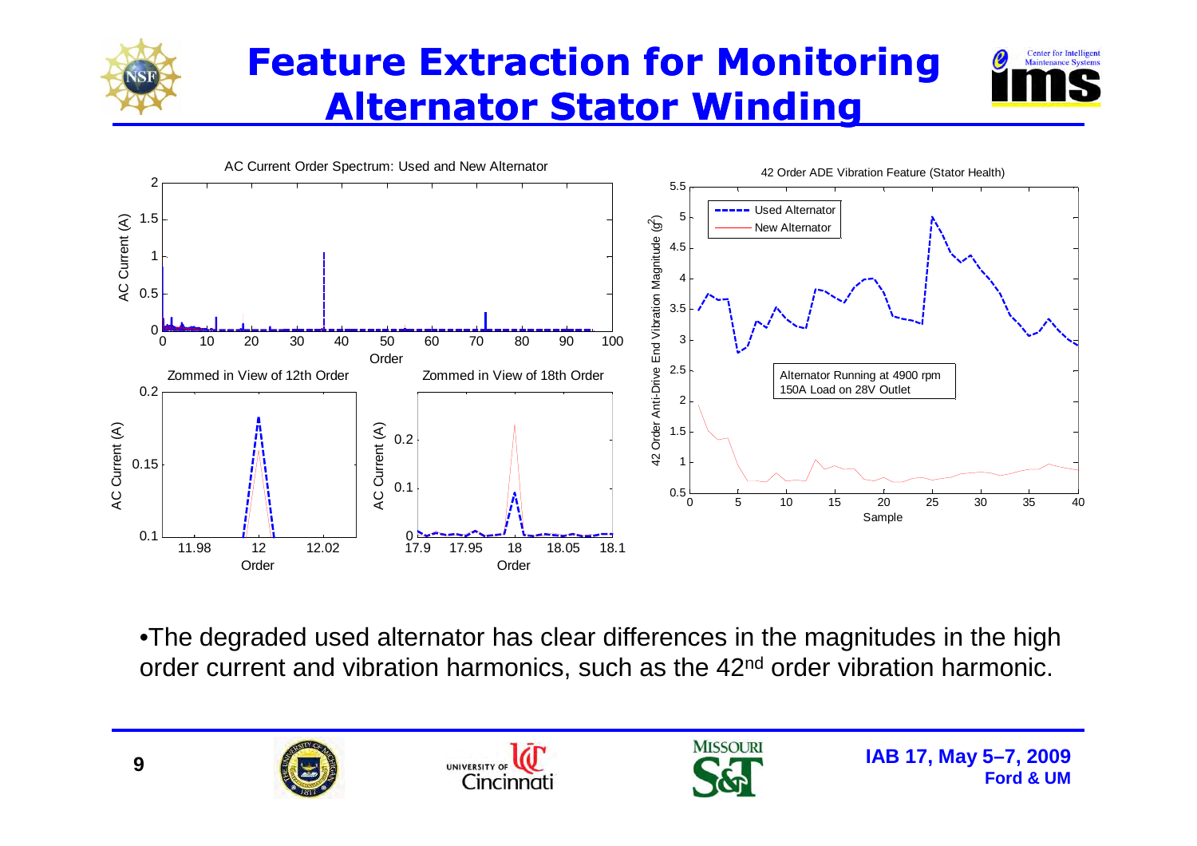# Feature Extraction for Monitoring Alternator Stator Winding

AC Current Order Spectrum: Used and New Alternator

Zommed in View of 12th Order

Zommed in View of 18th Order

42 Order ADE Vibration Feature (Stator Health)

Used Alternator

New Alternator

Alternator Running at 4900 rpm
150A Load on 28V Outlet

- The degraded used alternator has clear differences in the magnitudes in the high order current and vibration harmonics, such as the 42nd order vibration harmonic.

IAB 17, May 5–7, 2009
Ford & UM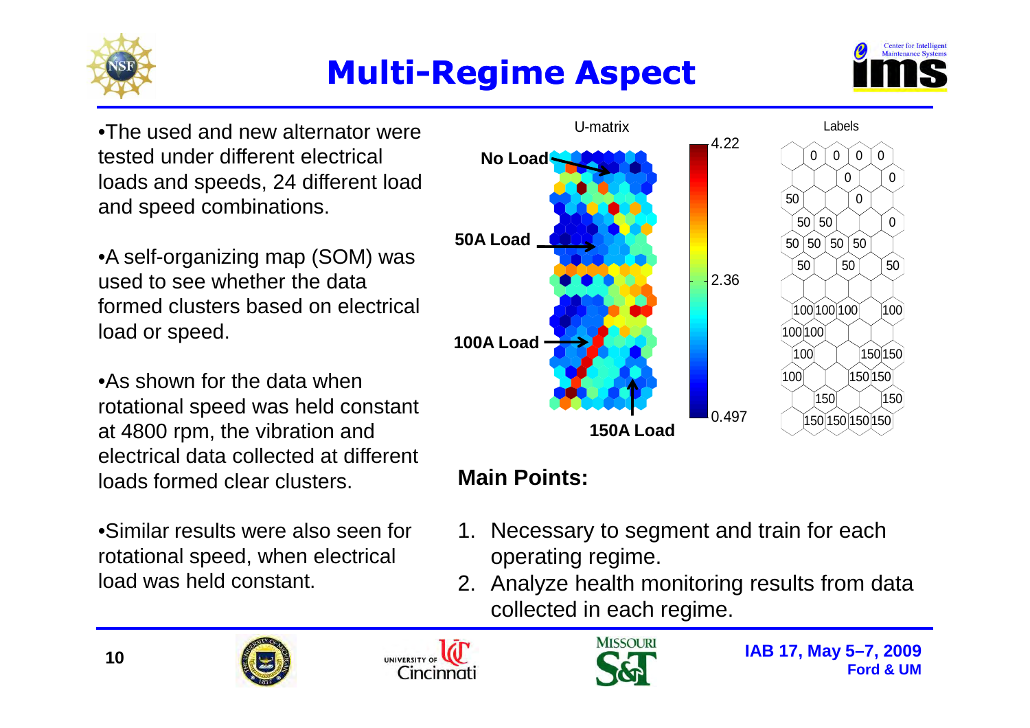# Multi-Regime Aspect

- The used and new alternator were tested under different electrical loads and speeds, 24 different load and speed combinations.
- A self-organizing map (SOM) was used to see whether the data formed clusters based on electrical load or speed.
- As shown for the data when rotational speed was held constant at 4800 rpm, the vibration and electrical data collected at different loads formed clear clusters.
- Similar results were also seen for rotational speed, when electrical load was held constant.

U-matrix

No Load

50A Load

100A Load

150A Load

4.22

2.36

0.497

Labels

**Main Points:**

1. Necessary to segment and train for each operating regime.
2. Analyze health monitoring results from data collected in each regime.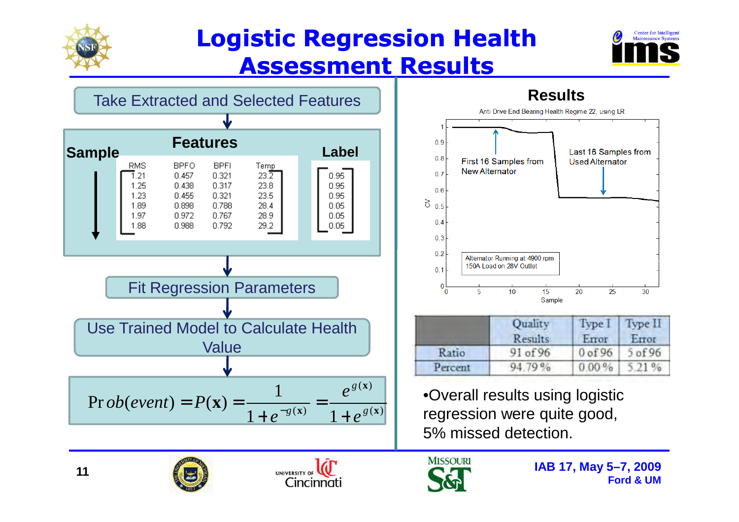# Logistic Regression Health Assessment Results

Take Extracted and Selected Features

**Features**

**Sample** | **Label**

| RMS | BPFO | BPFI | Temp | Label |
|---|---|---|---|---|
| 1.21 | 0.457 | 0.321 | 23.2 | 0.95 |
| 1.25 | 0.438 | 0.317 | 23.8 | 0.95 |
| 1.23 | 0.455 | 0.321 | 23.5 | 0.95 |
| 1.89 | 0.898 | 0.788 | 28.4 | 0.05 |
| 1.97 | 0.972 | 0.767 | 28.9 | 0.05 |
| 1.88 | 0.988 | 0.792 | 29.2 | 0.05 |

Fit Regression Parameters

Use Trained Model to Calculate Health Value

$$\Pr ob(event) = P(\mathbf{x}) = \frac{1}{1+e^{-g(\mathbf{x})}} = \frac{e^{g(\mathbf{x})}}{1+e^{g(\mathbf{x})}}$$

## Results

Anti Drive End Bearing Health Regime 22, using LR

First 16 Samples from New Alternator

Last 16 Samples from Used Alternator

Alternator Running at 4900 rpm
150A Load on 28V Outlet

|  | Quality Results | Type I Error | Type II Error |
|---|---|---|---|
| Ratio | 91 of 96 | 0 of 96 | 5 of 96 |
| Percent | 94.79 % | 0.00 % | 5.21 % |

- Overall results using logistic regression were quite good, 5% missed detection.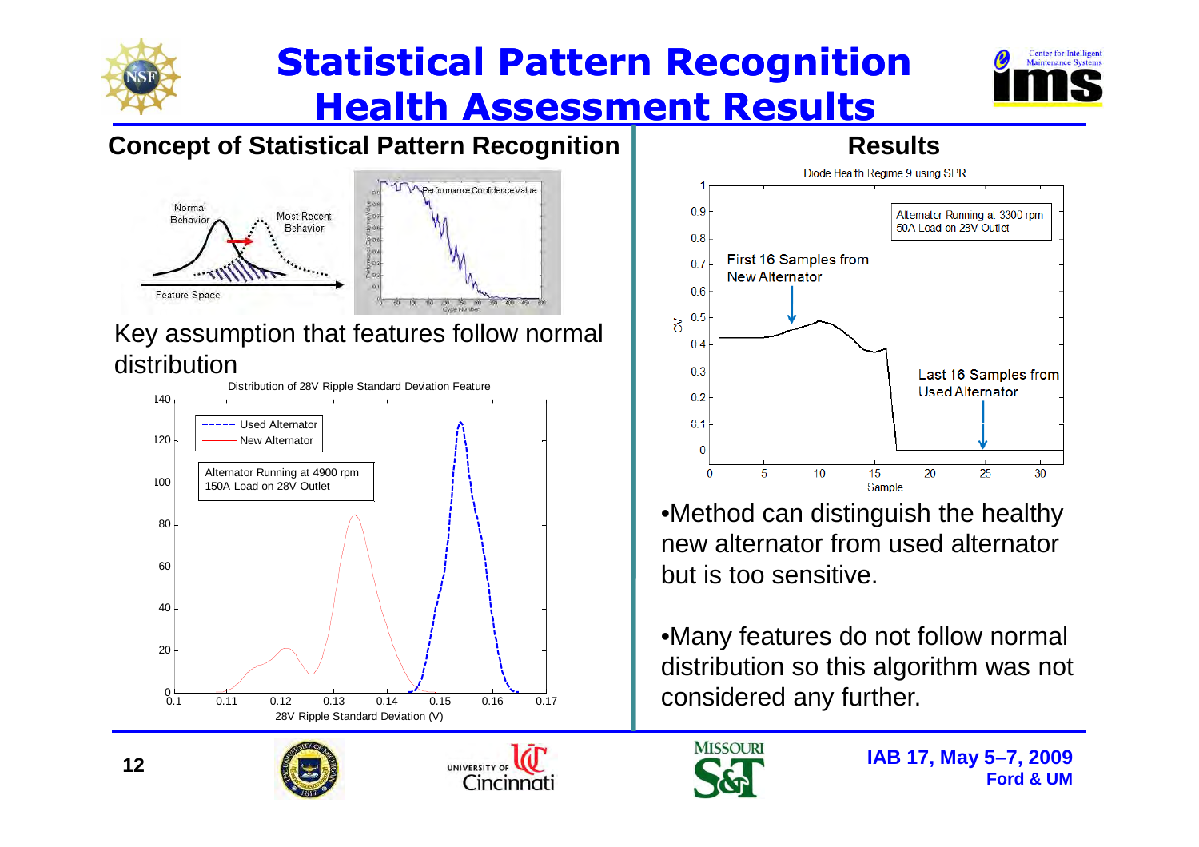# Statistical Pattern Recognition Health Assessment Results

## Concept of Statistical Pattern Recognition

Key assumption that features follow normal distribution

## Results

- Method can distinguish the healthy new alternator from used alternator but is too sensitive.
- Many features do not follow normal distribution so this algorithm was not considered any further.

IAB 17, May 5–7, 2009
Ford & UM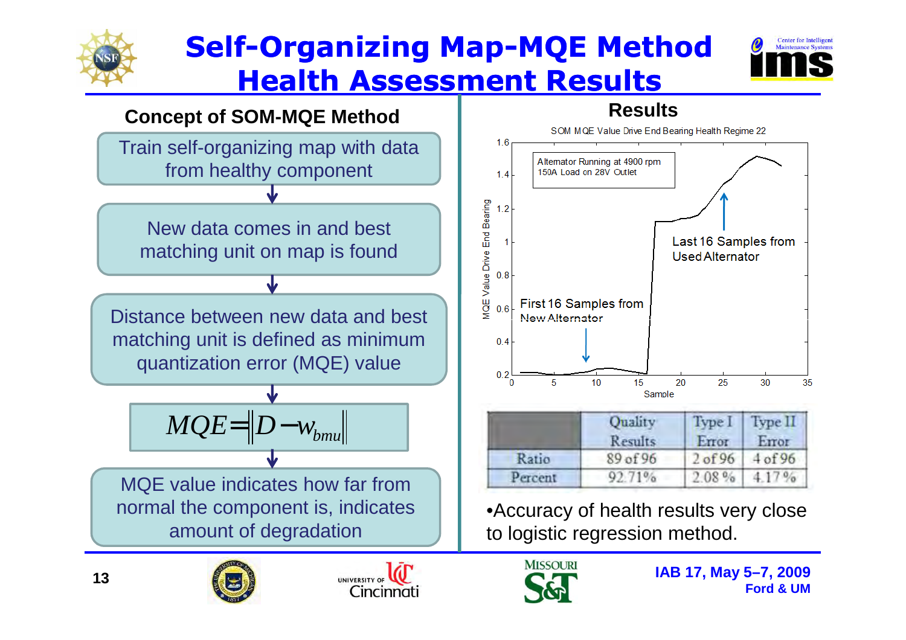# Self-Organizing Map-MQE Method Health Assessment Results

## Concept of SOM-MQE Method

Train self-organizing map with data from healthy component

↓

New data comes in and best matching unit on map is found

↓

Distance between new data and best matching unit is defined as minimum quantization error (MQE) value

↓

$$MQE = \left\| D - w_{bmu} \right\|$$

↓

MQE value indicates how far from normal the component is, indicates amount of degradation

## Results

SOM MQE Value Drive End Bearing Health Regime 22

Alternator Running at 4900 rpm
150A Load on 28V Outlet

First 16 Samples from New Alternator

Last 16 Samples from Used Alternator

| | Quality Results | Type I Error | Type II Error |
|---|---|---|---|
| Ratio | 89 of 96 | 2 of 96 | 4 of 96 |
| Percent | 92.71% | 2.08 % | 4.17 % |

- Accuracy of health results very close to logistic regression method.

IAB 17, May 5–7, 2009
Ford & UM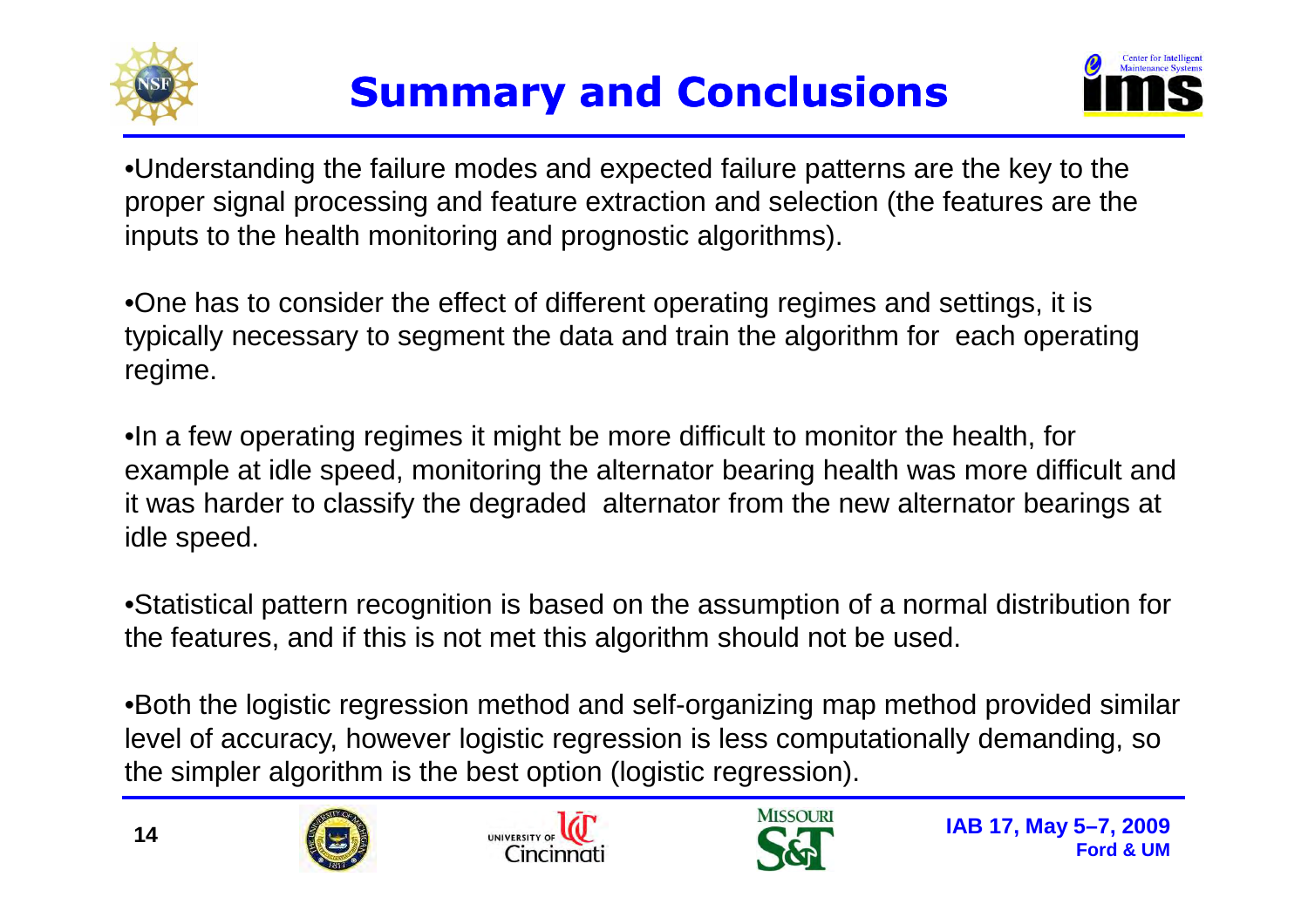# Summary and Conclusions

- Understanding the failure modes and expected failure patterns are the key to the proper signal processing and feature extraction and selection (the features are the inputs to the health monitoring and prognostic algorithms).

- One has to consider the effect of different operating regimes and settings, it is typically necessary to segment the data and train the algorithm for each operating regime.

- In a few operating regimes it might be more difficult to monitor the health, for example at idle speed, monitoring the alternator bearing health was more difficult and it was harder to classify the degraded alternator from the new alternator bearings at idle speed.

- Statistical pattern recognition is based on the assumption of a normal distribution for the features, and if this is not met this algorithm should not be used.

- Both the logistic regression method and self-organizing map method provided similar level of accuracy, however logistic regression is less computationally demanding, so the simpler algorithm is the best option (logistic regression).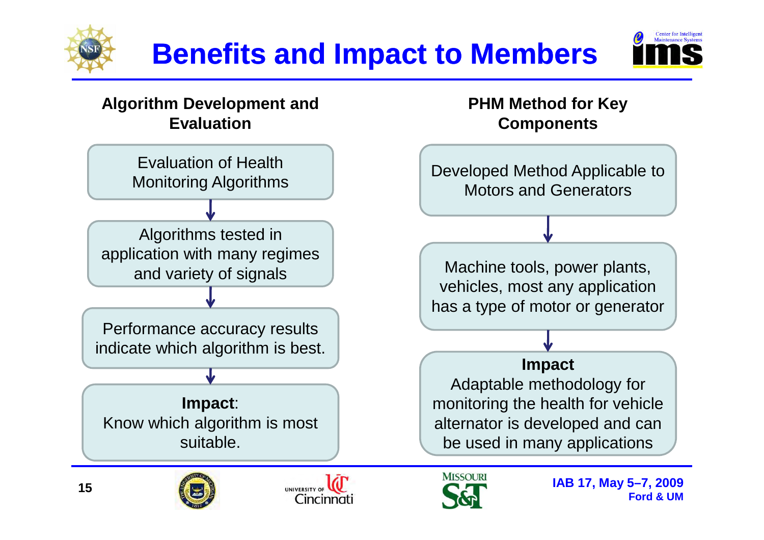# Benefits and Impact to Members

## Algorithm Development and Evaluation

Evaluation of Health Monitoring Algorithms

↓

Algorithms tested in application with many regimes and variety of signals

↓

Performance accuracy results indicate which algorithm is best.

↓

**Impact**:
Know which algorithm is most suitable.

## PHM Method for Key Components

Developed Method Applicable to Motors and Generators

↓

Machine tools, power plants, vehicles, most any application has a type of motor or generator

↓

**Impact**
Adaptable methodology for monitoring the health for vehicle alternator is developed and can be used in many applications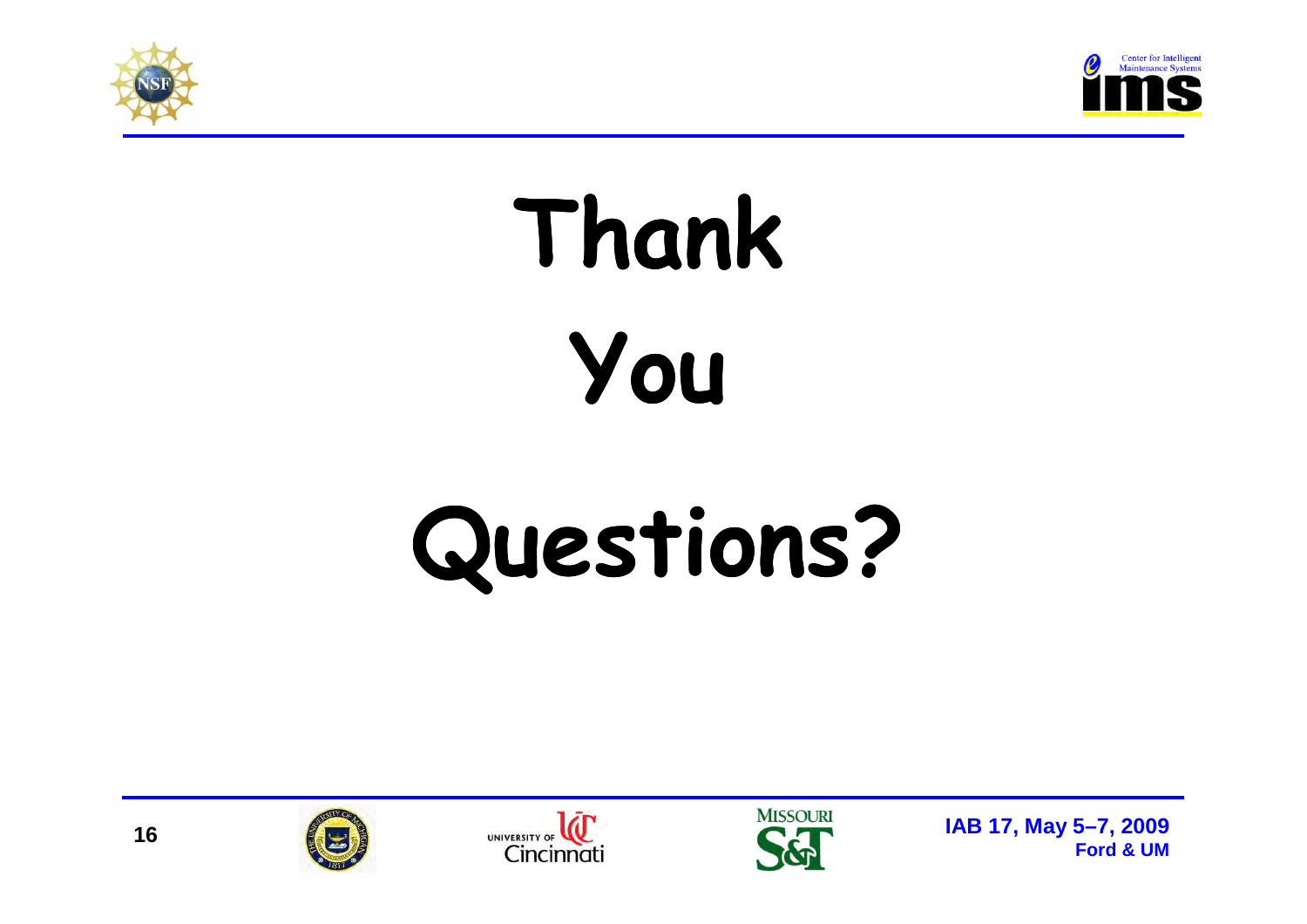# Thank

# You

# Questions?